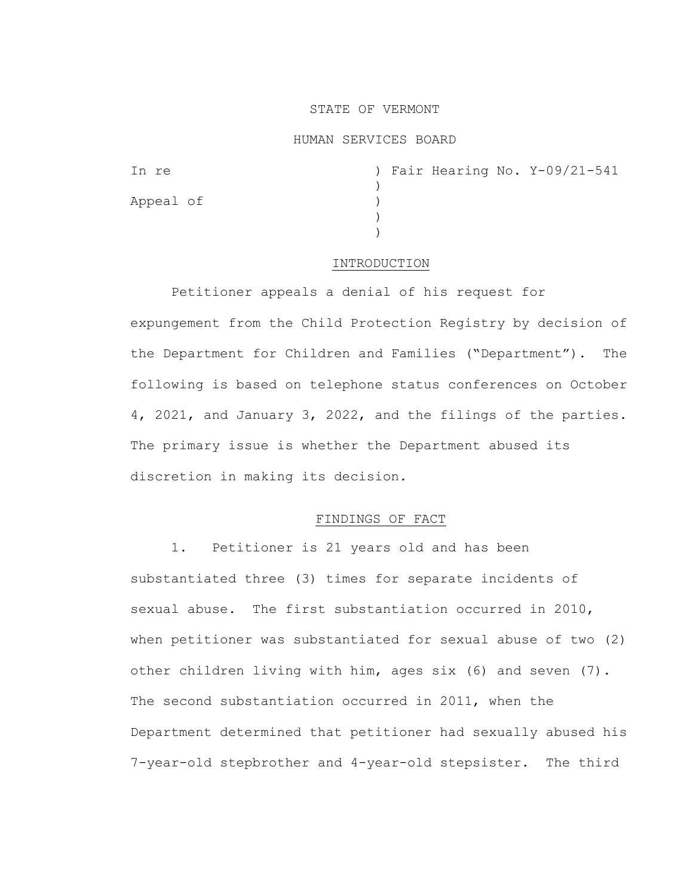STATE OF VERMONT

HUMAN SERVICES BOARD

In re ) Fair Hearing No. Y-09/21-541
)
Appeal of )
)
)

## INTRODUCTION

Petitioner appeals a denial of his request for expungement from the Child Protection Registry by decision of the Department for Children and Families ("Department"). The following is based on telephone status conferences on October 4, 2021, and January 3, 2022, and the filings of the parties. The primary issue is whether the Department abused its discretion in making its decision.

## FINDINGS OF FACT

1. Petitioner is 21 years old and has been substantiated three (3) times for separate incidents of sexual abuse. The first substantiation occurred in 2010, when petitioner was substantiated for sexual abuse of two (2) other children living with him, ages six (6) and seven (7). The second substantiation occurred in 2011, when the Department determined that petitioner had sexually abused his 7-year-old stepbrother and 4-year-old stepsister. The third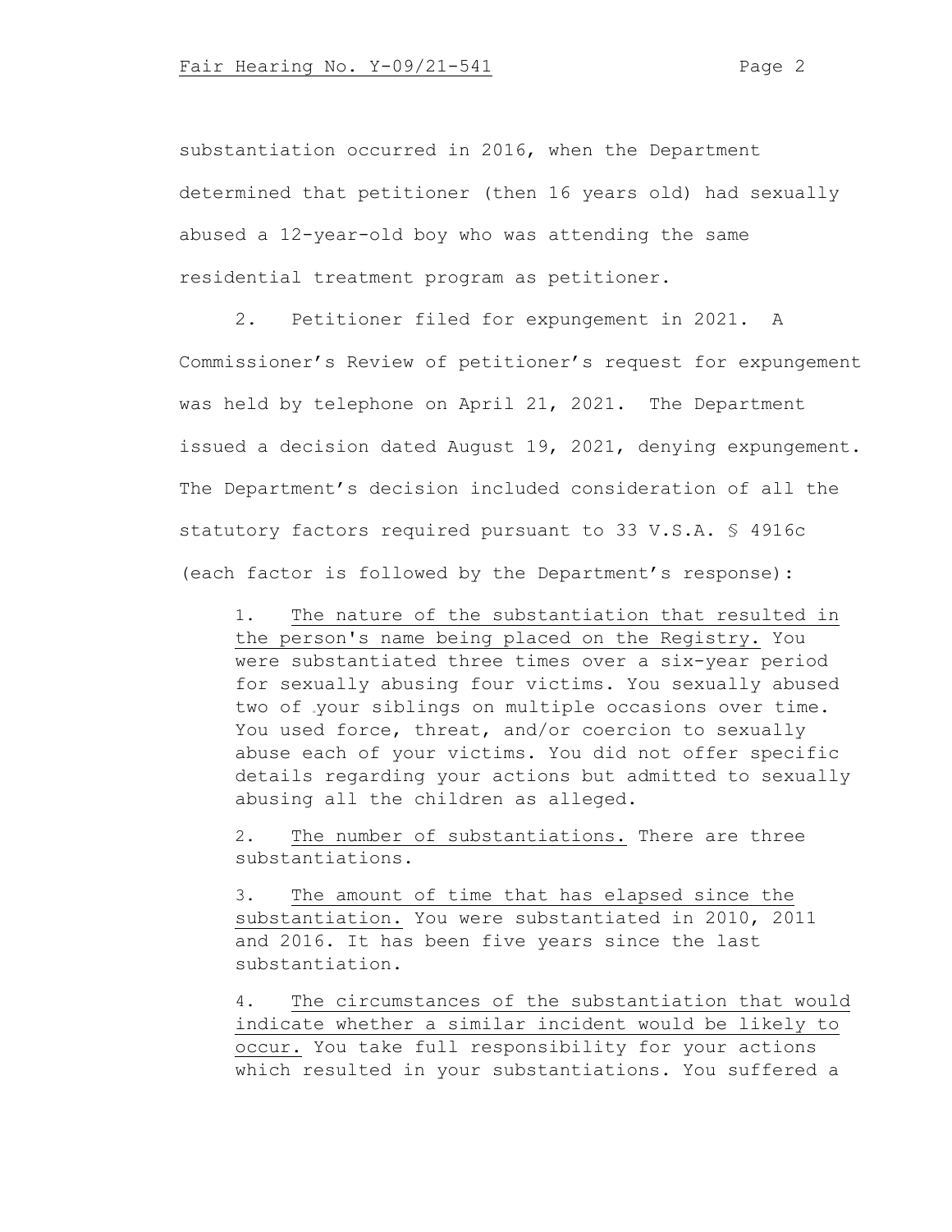substantiation occurred in 2016, when the Department determined that petitioner (then 16 years old) had sexually abused a 12-year-old boy who was attending the same residential treatment program as petitioner.

2. Petitioner filed for expungement in 2021. A Commissioner's Review of petitioner's request for expungement was held by telephone on April 21, 2021. The Department issued a decision dated August 19, 2021, denying expungement. The Department's decision included consideration of all the statutory factors required pursuant to 33 V.S.A. § 4916c (each factor is followed by the Department's response):

> 1. The nature of the substantiation that resulted in the person's name being placed on the Registry. You were substantiated three times over a six-year period for sexually abusing four victims. You sexually abused two of your siblings on multiple occasions over time. You used force, threat, and/or coercion to sexually abuse each of your victims. You did not offer specific details regarding your actions but admitted to sexually abusing all the children as alleged.
>
> 2. The number of substantiations. There are three substantiations.
>
> 3. The amount of time that has elapsed since the substantiation. You were substantiated in 2010, 2011 and 2016. It has been five years since the last substantiation.
>
> 4. The circumstances of the substantiation that would indicate whether a similar incident would be likely to occur. You take full responsibility for your actions which resulted in your substantiations. You suffered a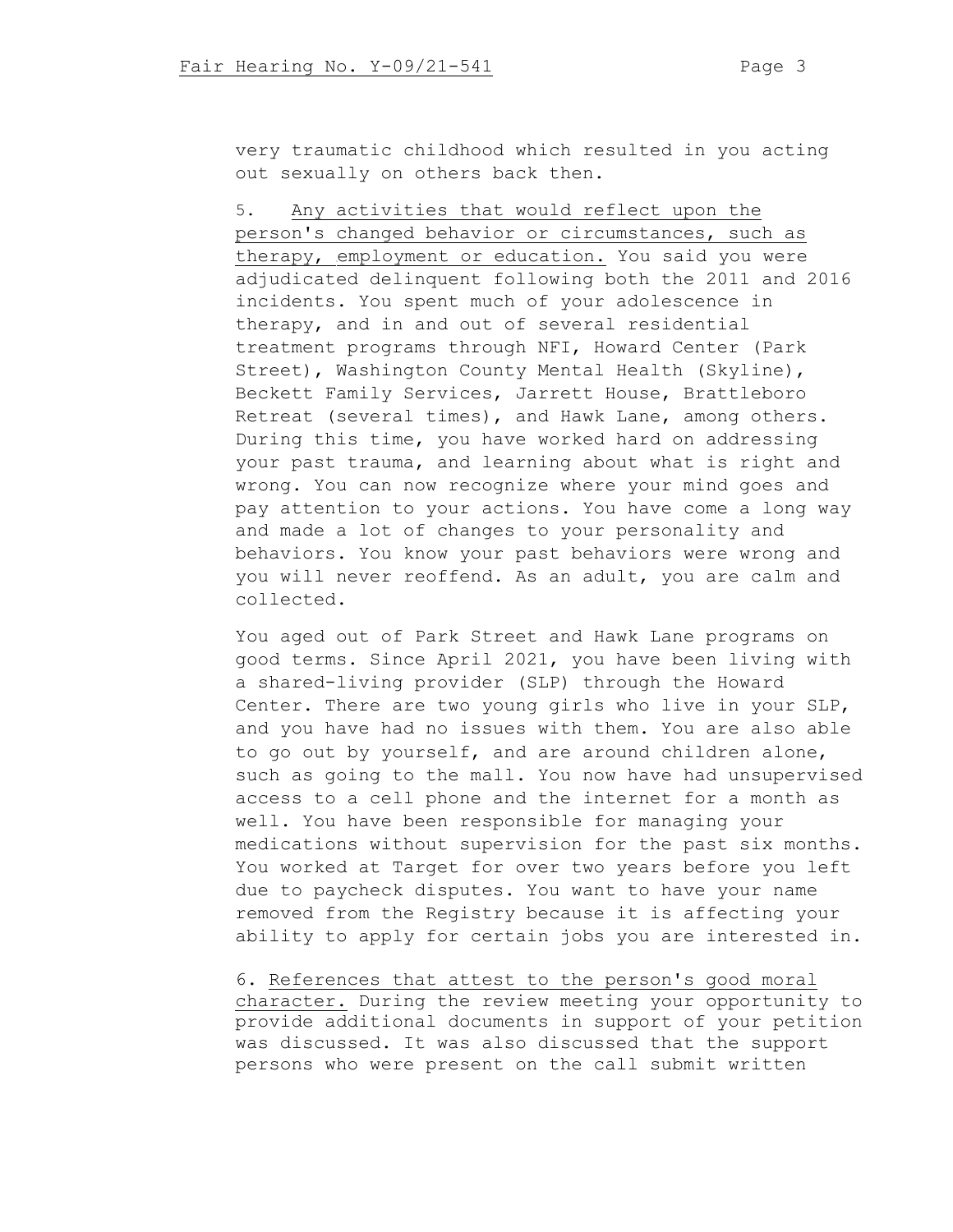very traumatic childhood which resulted in you acting out sexually on others back then.

5. <u>Any activities that would reflect upon the person's changed behavior or circumstances, such as therapy, employment or education.</u> You said you were adjudicated delinquent following both the 2011 and 2016 incidents. You spent much of your adolescence in therapy, and in and out of several residential treatment programs through NFI, Howard Center (Park Street), Washington County Mental Health (Skyline), Beckett Family Services, Jarrett House, Brattleboro Retreat (several times), and Hawk Lane, among others. During this time, you have worked hard on addressing your past trauma, and learning about what is right and wrong. You can now recognize where your mind goes and pay attention to your actions. You have come a long way and made a lot of changes to your personality and behaviors. You know your past behaviors were wrong and you will never reoffend. As an adult, you are calm and collected.

You aged out of Park Street and Hawk Lane programs on good terms. Since April 2021, you have been living with a shared-living provider (SLP) through the Howard Center. There are two young girls who live in your SLP, and you have had no issues with them. You are also able to go out by yourself, and are around children alone, such as going to the mall. You now have had unsupervised access to a cell phone and the internet for a month as well. You have been responsible for managing your medications without supervision for the past six months. You worked at Target for over two years before you left due to paycheck disputes. You want to have your name removed from the Registry because it is affecting your ability to apply for certain jobs you are interested in.

6. <u>References that attest to the person's good moral character.</u> During the review meeting your opportunity to provide additional documents in support of your petition was discussed. It was also discussed that the support persons who were present on the call submit written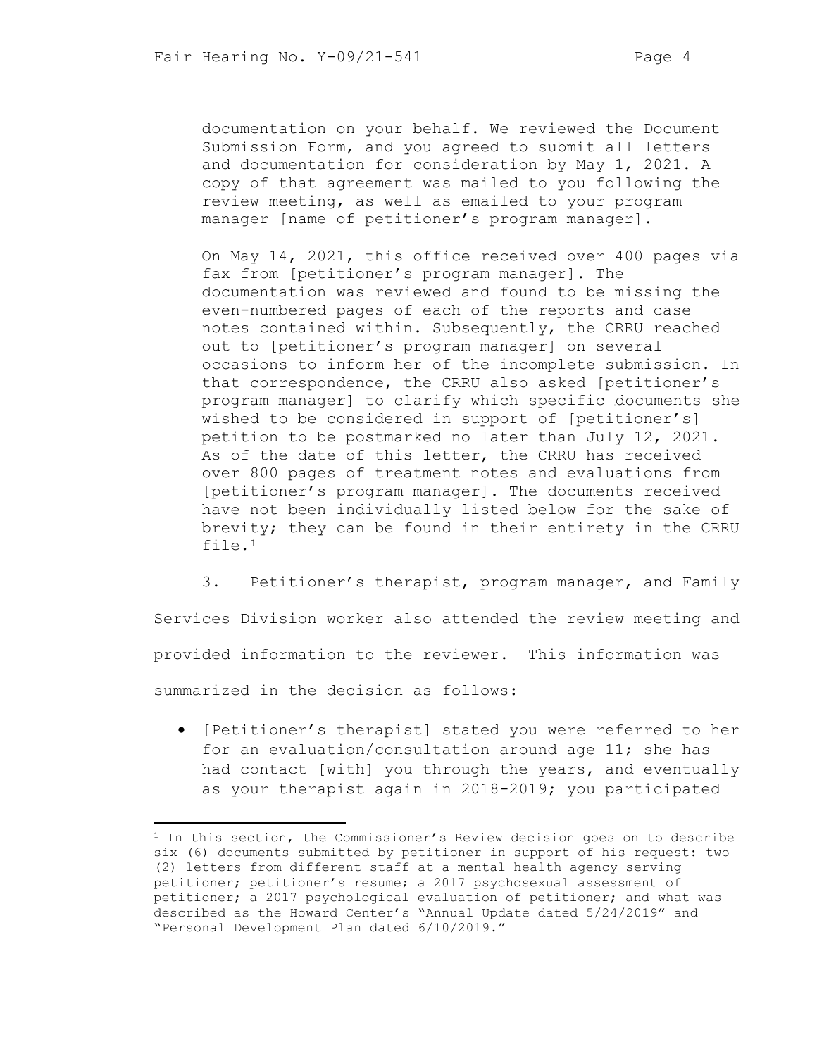> documentation on your behalf. We reviewed the Document Submission Form, and you agreed to submit all letters and documentation for consideration by May 1, 2021. A copy of that agreement was mailed to you following the review meeting, as well as emailed to your program manager [name of petitioner's program manager].
>
> On May 14, 2021, this office received over 400 pages via fax from [petitioner's program manager]. The documentation was reviewed and found to be missing the even-numbered pages of each of the reports and case notes contained within. Subsequently, the CRRU reached out to [petitioner's program manager] on several occasions to inform her of the incomplete submission. In that correspondence, the CRRU also asked [petitioner's program manager] to clarify which specific documents she wished to be considered in support of [petitioner's] petition to be postmarked no later than July 12, 2021. As of the date of this letter, the CRRU has received over 800 pages of treatment notes and evaluations from [petitioner's program manager]. The documents received have not been individually listed below for the sake of brevity; they can be found in their entirety in the CRRU file.[1]

3. Petitioner's therapist, program manager, and Family Services Division worker also attended the review meeting and provided information to the reviewer. This information was summarized in the decision as follows:

- [Petitioner's therapist] stated you were referred to her for an evaluation/consultation around age 11; she has had contact [with] you through the years, and eventually as your therapist again in 2018-2019; you participated

[1] In this section, the Commissioner's Review decision goes on to describe six (6) documents submitted by petitioner in support of his request: two (2) letters from different staff at a mental health agency serving petitioner; petitioner's resume; a 2017 psychosexual assessment of petitioner; a 2017 psychological evaluation of petitioner; and what was described as the Howard Center's "Annual Update dated 5/24/2019" and "Personal Development Plan dated 6/10/2019."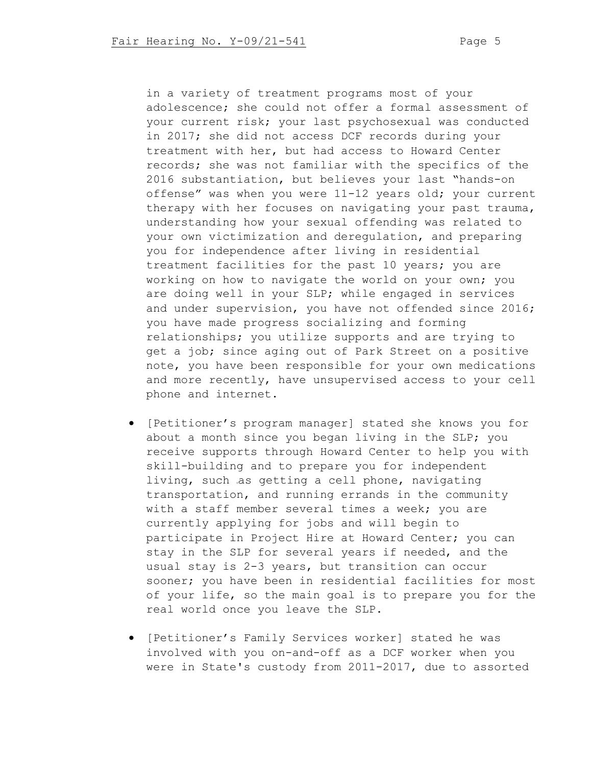in a variety of treatment programs most of your adolescence; she could not offer a formal assessment of your current risk; your last psychosexual was conducted in 2017; she did not access DCF records during your treatment with her, but had access to Howard Center records; she was not familiar with the specifics of the 2016 substantiation, but believes your last "hands-on offense" was when you were 11-12 years old; your current therapy with her focuses on navigating your past trauma, understanding how your sexual offending was related to your own victimization and deregulation, and preparing you for independence after living in residential treatment facilities for the past 10 years; you are working on how to navigate the world on your own; you are doing well in your SLP; while engaged in services and under supervision, you have not offended since 2016; you have made progress socializing and forming relationships; you utilize supports and are trying to get a job; since aging out of Park Street on a positive note, you have been responsible for your own medications and more recently, have unsupervised access to your cell phone and internet.

- [Petitioner's program manager] stated she knows you for about a month since you began living in the SLP; you receive supports through Howard Center to help you with skill-building and to prepare you for independent living, such as getting a cell phone, navigating transportation, and running errands in the community with a staff member several times a week; you are currently applying for jobs and will begin to participate in Project Hire at Howard Center; you can stay in the SLP for several years if needed, and the usual stay is 2-3 years, but transition can occur sooner; you have been in residential facilities for most of your life, so the main goal is to prepare you for the real world once you leave the SLP.

- [Petitioner's Family Services worker] stated he was involved with you on-and-off as a DCF worker when you were in State's custody from 2011-2017, due to assorted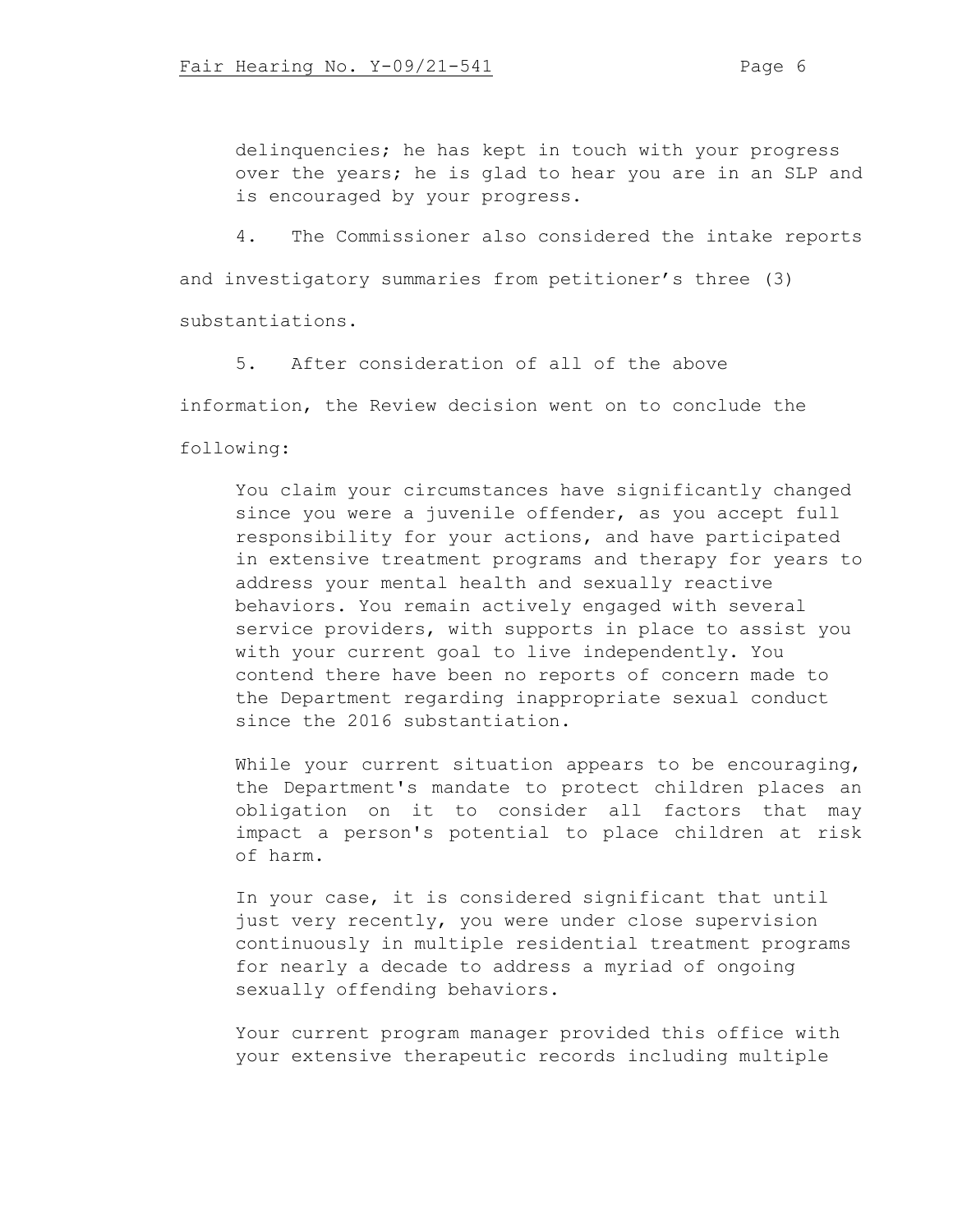delinquencies; he has kept in touch with your progress over the years; he is glad to hear you are in an SLP and is encouraged by your progress.

4. The Commissioner also considered the intake reports and investigatory summaries from petitioner's three (3) substantiations.

5. After consideration of all of the above information, the Review decision went on to conclude the following:

> You claim your circumstances have significantly changed since you were a juvenile offender, as you accept full responsibility for your actions, and have participated in extensive treatment programs and therapy for years to address your mental health and sexually reactive behaviors. You remain actively engaged with several service providers, with supports in place to assist you with your current goal to live independently. You contend there have been no reports of concern made to the Department regarding inappropriate sexual conduct since the 2016 substantiation.
>
> While your current situation appears to be encouraging, the Department's mandate to protect children places an obligation on it to consider all factors that may impact a person's potential to place children at risk of harm.
>
> In your case, it is considered significant that until just very recently, you were under close supervision continuously in multiple residential treatment programs for nearly a decade to address a myriad of ongoing sexually offending behaviors.
>
> Your current program manager provided this office with your extensive therapeutic records including multiple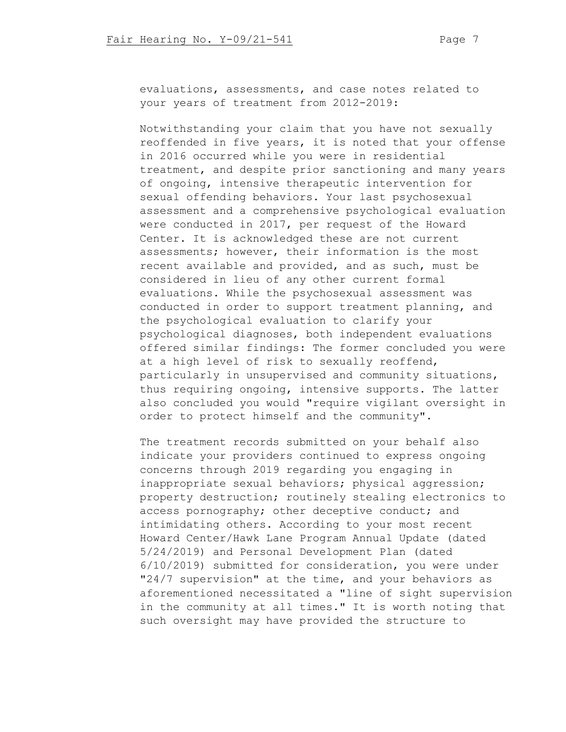evaluations, assessments, and case notes related to your years of treatment from 2012-2019:

Notwithstanding your claim that you have not sexually reoffended in five years, it is noted that your offense in 2016 occurred while you were in residential treatment, and despite prior sanctioning and many years of ongoing, intensive therapeutic intervention for sexual offending behaviors. Your last psychosexual assessment and a comprehensive psychological evaluation were conducted in 2017, per request of the Howard Center. It is acknowledged these are not current assessments; however, their information is the most recent available and provided, and as such, must be considered in lieu of any other current formal evaluations. While the psychosexual assessment was conducted in order to support treatment planning, and the psychological evaluation to clarify your psychological diagnoses, both independent evaluations offered similar findings: The former concluded you were at a high level of risk to sexually reoffend, particularly in unsupervised and community situations, thus requiring ongoing, intensive supports. The latter also concluded you would "require vigilant oversight in order to protect himself and the community".

The treatment records submitted on your behalf also indicate your providers continued to express ongoing concerns through 2019 regarding you engaging in inappropriate sexual behaviors; physical aggression; property destruction; routinely stealing electronics to access pornography; other deceptive conduct; and intimidating others. According to your most recent Howard Center/Hawk Lane Program Annual Update (dated 5/24/2019) and Personal Development Plan (dated 6/10/2019) submitted for consideration, you were under "24/7 supervision" at the time, and your behaviors as aforementioned necessitated a "line of sight supervision in the community at all times." It is worth noting that such oversight may have provided the structure to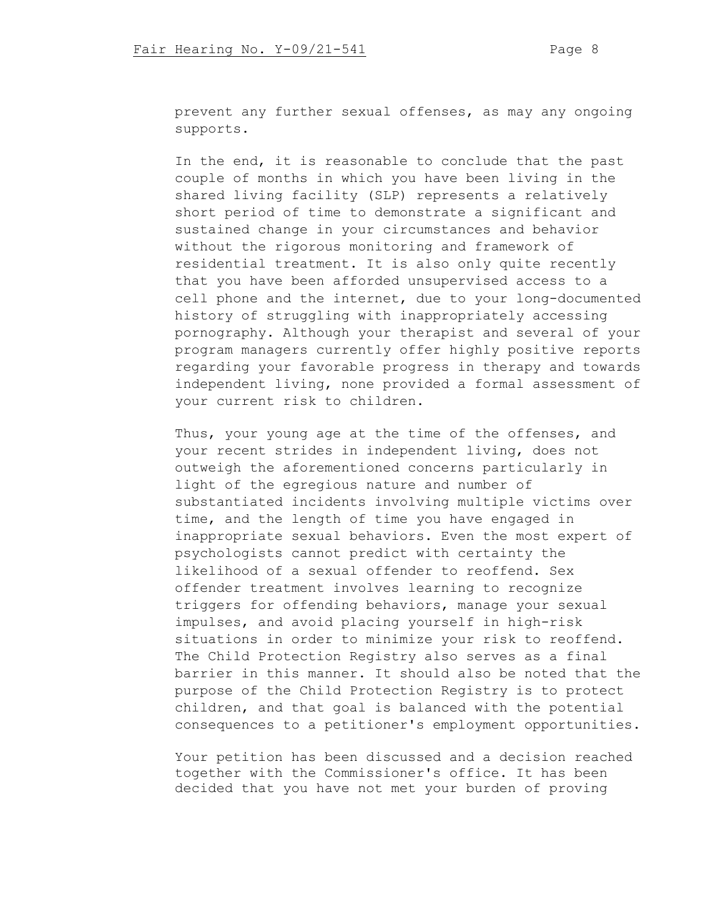prevent any further sexual offenses, as may any ongoing supports.

In the end, it is reasonable to conclude that the past couple of months in which you have been living in the shared living facility (SLP) represents a relatively short period of time to demonstrate a significant and sustained change in your circumstances and behavior without the rigorous monitoring and framework of residential treatment. It is also only quite recently that you have been afforded unsupervised access to a cell phone and the internet, due to your long-documented history of struggling with inappropriately accessing pornography. Although your therapist and several of your program managers currently offer highly positive reports regarding your favorable progress in therapy and towards independent living, none provided a formal assessment of your current risk to children.

Thus, your young age at the time of the offenses, and your recent strides in independent living, does not outweigh the aforementioned concerns particularly in light of the egregious nature and number of substantiated incidents involving multiple victims over time, and the length of time you have engaged in inappropriate sexual behaviors. Even the most expert of psychologists cannot predict with certainty the likelihood of a sexual offender to reoffend. Sex offender treatment involves learning to recognize triggers for offending behaviors, manage your sexual impulses, and avoid placing yourself in high-risk situations in order to minimize your risk to reoffend. The Child Protection Registry also serves as a final barrier in this manner. It should also be noted that the purpose of the Child Protection Registry is to protect children, and that goal is balanced with the potential consequences to a petitioner's employment opportunities.

Your petition has been discussed and a decision reached together with the Commissioner's office. It has been decided that you have not met your burden of proving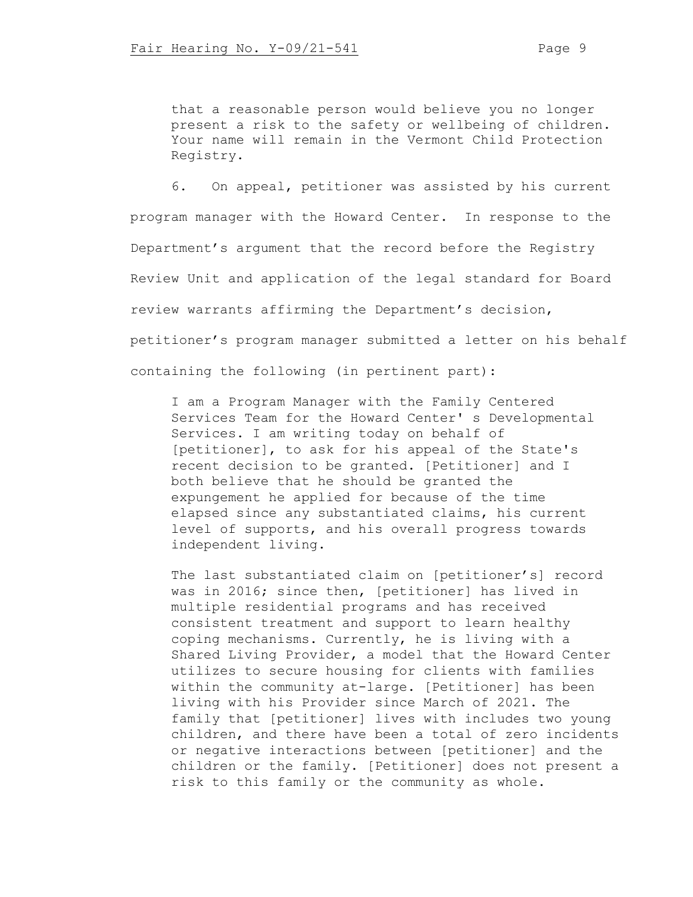> that a reasonable person would believe you no longer present a risk to the safety or wellbeing of children. Your name will remain in the Vermont Child Protection Registry.

6. On appeal, petitioner was assisted by his current program manager with the Howard Center. In response to the Department's argument that the record before the Registry Review Unit and application of the legal standard for Board review warrants affirming the Department's decision, petitioner's program manager submitted a letter on his behalf containing the following (in pertinent part):

> I am a Program Manager with the Family Centered Services Team for the Howard Center' s Developmental Services. I am writing today on behalf of [petitioner], to ask for his appeal of the State's recent decision to be granted. [Petitioner] and I both believe that he should be granted the expungement he applied for because of the time elapsed since any substantiated claims, his current level of supports, and his overall progress towards independent living.
>
> The last substantiated claim on [petitioner's] record was in 2016; since then, [petitioner] has lived in multiple residential programs and has received consistent treatment and support to learn healthy coping mechanisms. Currently, he is living with a Shared Living Provider, a model that the Howard Center utilizes to secure housing for clients with families within the community at-large. [Petitioner] has been living with his Provider since March of 2021. The family that [petitioner] lives with includes two young children, and there have been a total of zero incidents or negative interactions between [petitioner] and the children or the family. [Petitioner] does not present a risk to this family or the community as whole.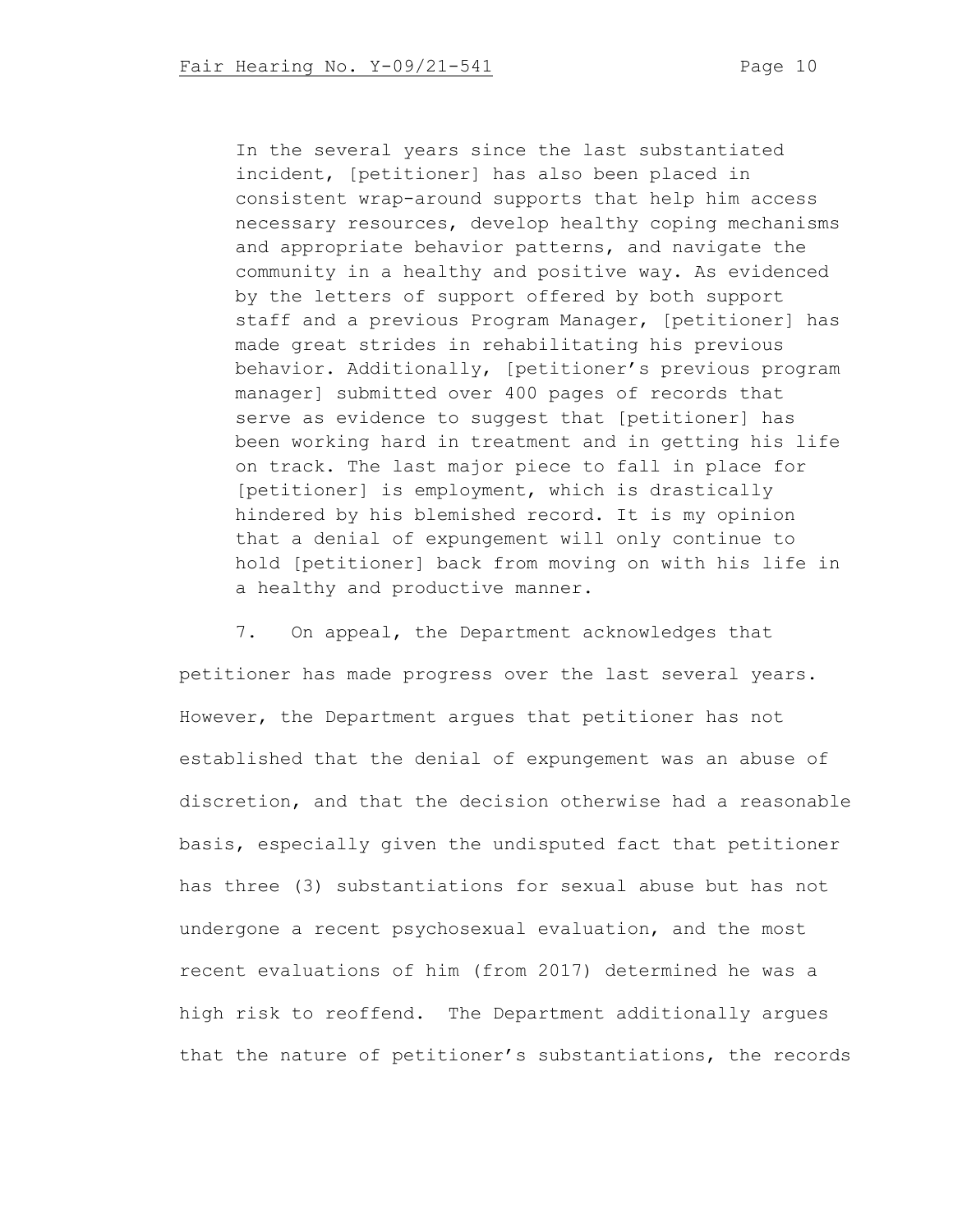> In the several years since the last substantiated incident, [petitioner] has also been placed in consistent wrap-around supports that help him access necessary resources, develop healthy coping mechanisms and appropriate behavior patterns, and navigate the community in a healthy and positive way. As evidenced by the letters of support offered by both support staff and a previous Program Manager, [petitioner] has made great strides in rehabilitating his previous behavior. Additionally, [petitioner's previous program manager] submitted over 400 pages of records that serve as evidence to suggest that [petitioner] has been working hard in treatment and in getting his life on track. The last major piece to fall in place for [petitioner] is employment, which is drastically hindered by his blemished record. It is my opinion that a denial of expungement will only continue to hold [petitioner] back from moving on with his life in a healthy and productive manner.

7. On appeal, the Department acknowledges that petitioner has made progress over the last several years. However, the Department argues that petitioner has not established that the denial of expungement was an abuse of discretion, and that the decision otherwise had a reasonable basis, especially given the undisputed fact that petitioner has three (3) substantiations for sexual abuse but has not undergone a recent psychosexual evaluation, and the most recent evaluations of him (from 2017) determined he was a high risk to reoffend. The Department additionally argues that the nature of petitioner's substantiations, the records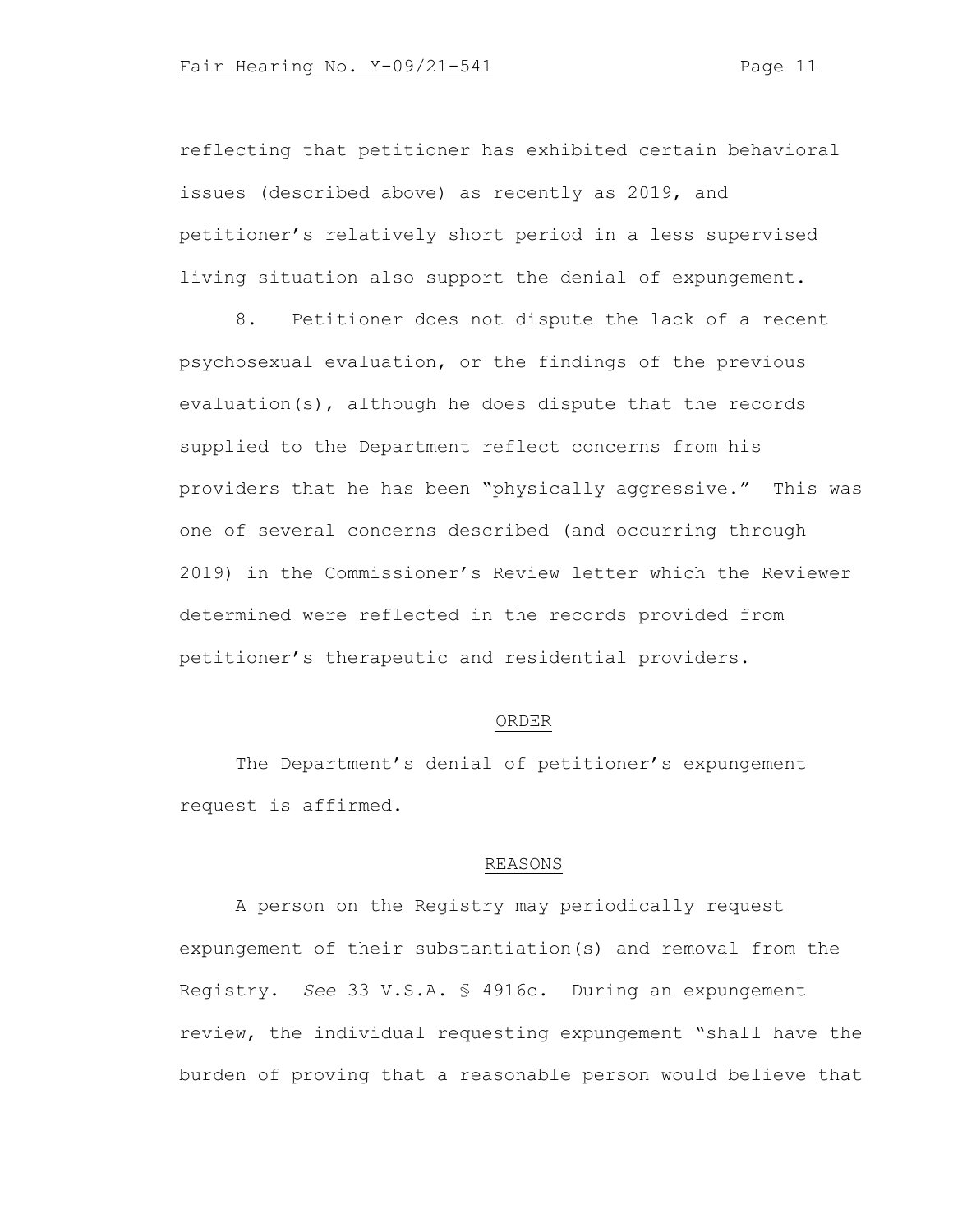reflecting that petitioner has exhibited certain behavioral issues (described above) as recently as 2019, and petitioner's relatively short period in a less supervised living situation also support the denial of expungement.

8. Petitioner does not dispute the lack of a recent psychosexual evaluation, or the findings of the previous evaluation(s), although he does dispute that the records supplied to the Department reflect concerns from his providers that he has been "physically aggressive." This was one of several concerns described (and occurring through 2019) in the Commissioner's Review letter which the Reviewer determined were reflected in the records provided from petitioner's therapeutic and residential providers.

## ORDER

The Department's denial of petitioner's expungement request is affirmed.

## REASONS

A person on the Registry may periodically request expungement of their substantiation(s) and removal from the Registry. *See* 33 V.S.A. § 4916c. During an expungement review, the individual requesting expungement "shall have the burden of proving that a reasonable person would believe that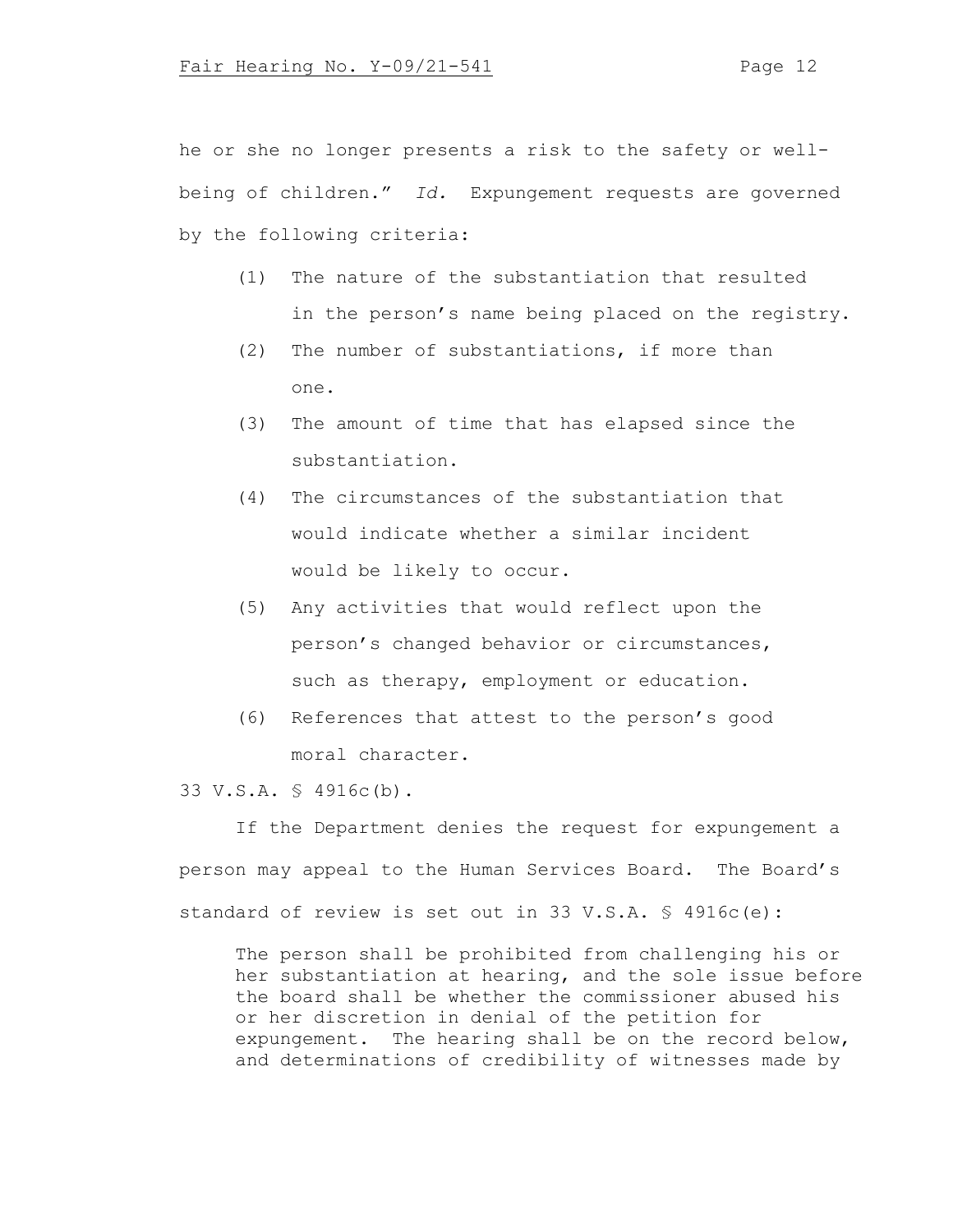he or she no longer presents a risk to the safety or well-being of children." *Id.* Expungement requests are governed by the following criteria:

(1) The nature of the substantiation that resulted in the person's name being placed on the registry.

(2) The number of substantiations, if more than one.

(3) The amount of time that has elapsed since the substantiation.

(4) The circumstances of the substantiation that would indicate whether a similar incident would be likely to occur.

(5) Any activities that would reflect upon the person's changed behavior or circumstances, such as therapy, employment or education.

(6) References that attest to the person's good moral character.

33 V.S.A. § 4916c(b).

If the Department denies the request for expungement a person may appeal to the Human Services Board. The Board's standard of review is set out in 33 V.S.A. § 4916c(e):

> The person shall be prohibited from challenging his or her substantiation at hearing, and the sole issue before the board shall be whether the commissioner abused his or her discretion in denial of the petition for expungement. The hearing shall be on the record below, and determinations of credibility of witnesses made by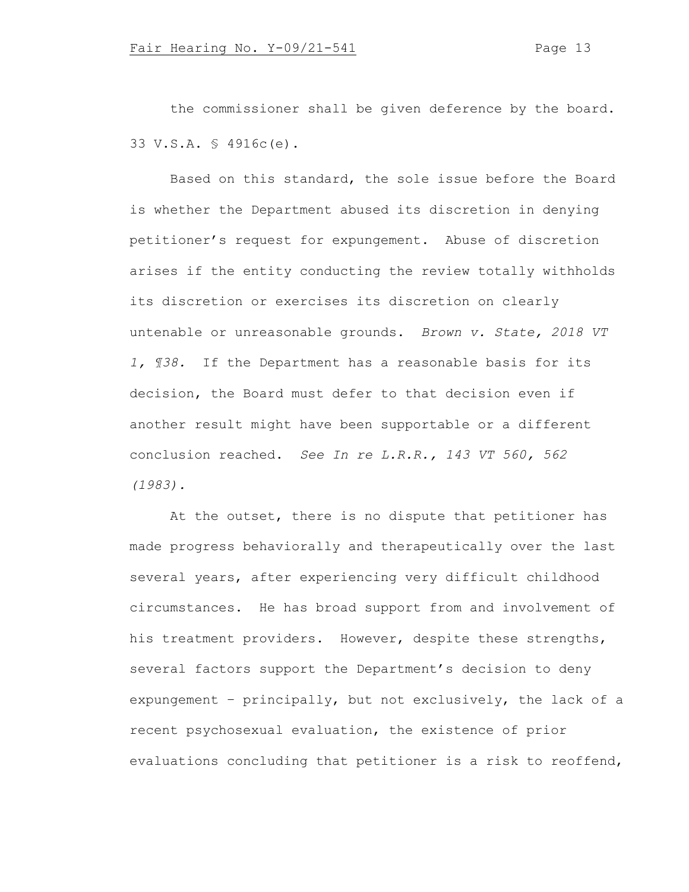the commissioner shall be given deference by the board. 33 V.S.A. § 4916c(e).

Based on this standard, the sole issue before the Board is whether the Department abused its discretion in denying petitioner's request for expungement. Abuse of discretion arises if the entity conducting the review totally withholds its discretion or exercises its discretion on clearly untenable or unreasonable grounds. *Brown v. State, 2018 VT 1, ¶38.* If the Department has a reasonable basis for its decision, the Board must defer to that decision even if another result might have been supportable or a different conclusion reached. *See In re L.R.R., 143 VT 560, 562 (1983).*

At the outset, there is no dispute that petitioner has made progress behaviorally and therapeutically over the last several years, after experiencing very difficult childhood circumstances. He has broad support from and involvement of his treatment providers. However, despite these strengths, several factors support the Department's decision to deny expungement – principally, but not exclusively, the lack of a recent psychosexual evaluation, the existence of prior evaluations concluding that petitioner is a risk to reoffend,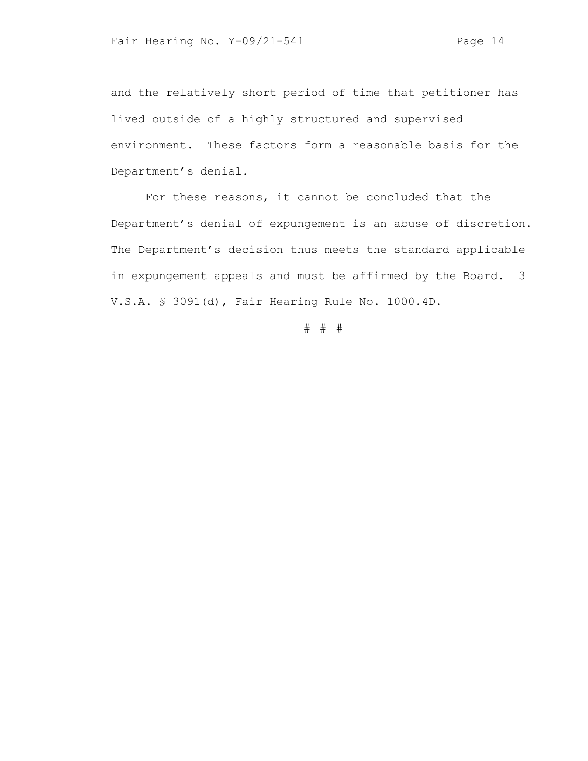and the relatively short period of time that petitioner has lived outside of a highly structured and supervised environment. These factors form a reasonable basis for the Department's denial.

For these reasons, it cannot be concluded that the Department's denial of expungement is an abuse of discretion. The Department's decision thus meets the standard applicable in expungement appeals and must be affirmed by the Board. 3 V.S.A. § 3091(d), Fair Hearing Rule No. 1000.4D.

# # #